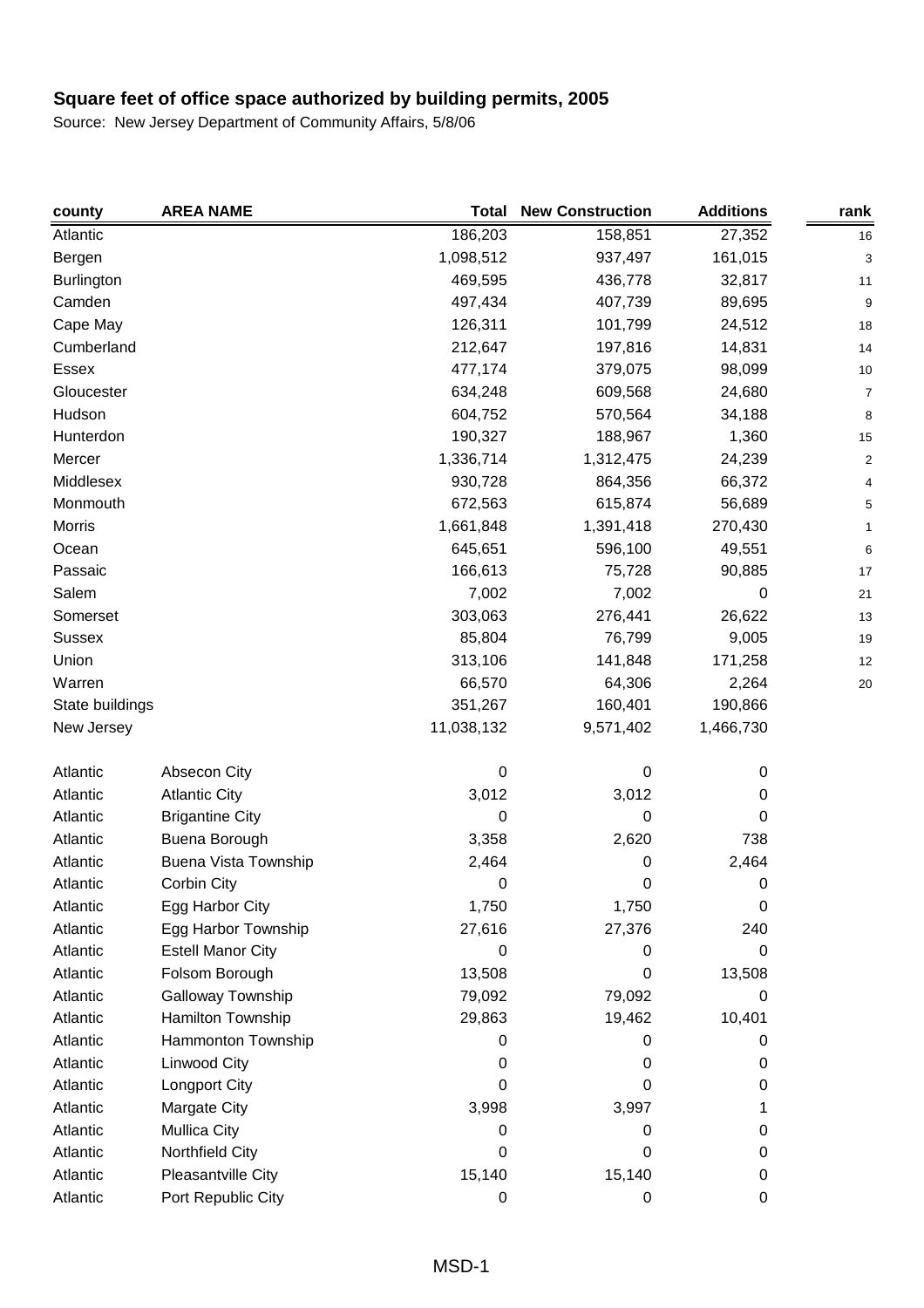# Square feet of office space authorized by building permits, 2005

Source: New Jersey Department of Community Affairs, 5/8/06

| county | AREA NAME | Total | New Construction | Additions | rank |
|---|---|---|---|---|---|
| Atlantic | | 186,203 | 158,851 | 27,352 | 16 |
| Bergen | | 1,098,512 | 937,497 | 161,015 | 3 |
| Burlington | | 469,595 | 436,778 | 32,817 | 11 |
| Camden | | 497,434 | 407,739 | 89,695 | 9 |
| Cape May | | 126,311 | 101,799 | 24,512 | 18 |
| Cumberland | | 212,647 | 197,816 | 14,831 | 14 |
| Essex | | 477,174 | 379,075 | 98,099 | 10 |
| Gloucester | | 634,248 | 609,568 | 24,680 | 7 |
| Hudson | | 604,752 | 570,564 | 34,188 | 8 |
| Hunterdon | | 190,327 | 188,967 | 1,360 | 15 |
| Mercer | | 1,336,714 | 1,312,475 | 24,239 | 2 |
| Middlesex | | 930,728 | 864,356 | 66,372 | 4 |
| Monmouth | | 672,563 | 615,874 | 56,689 | 5 |
| Morris | | 1,661,848 | 1,391,418 | 270,430 | 1 |
| Ocean | | 645,651 | 596,100 | 49,551 | 6 |
| Passaic | | 166,613 | 75,728 | 90,885 | 17 |
| Salem | | 7,002 | 7,002 | 0 | 21 |
| Somerset | | 303,063 | 276,441 | 26,622 | 13 |
| Sussex | | 85,804 | 76,799 | 9,005 | 19 |
| Union | | 313,106 | 141,848 | 171,258 | 12 |
| Warren | | 66,570 | 64,306 | 2,264 | 20 |
| State buildings | | 351,267 | 160,401 | 190,866 | |
| New Jersey | | 11,038,132 | 9,571,402 | 1,466,730 | |
| | | | | | |
| Atlantic | Absecon City | 0 | 0 | 0 | |
| Atlantic | Atlantic City | 3,012 | 3,012 | 0 | |
| Atlantic | Brigantine City | 0 | 0 | 0 | |
| Atlantic | Buena Borough | 3,358 | 2,620 | 738 | |
| Atlantic | Buena Vista Township | 2,464 | 0 | 2,464 | |
| Atlantic | Corbin City | 0 | 0 | 0 | |
| Atlantic | Egg Harbor City | 1,750 | 1,750 | 0 | |
| Atlantic | Egg Harbor Township | 27,616 | 27,376 | 240 | |
| Atlantic | Estell Manor City | 0 | 0 | 0 | |
| Atlantic | Folsom Borough | 13,508 | 0 | 13,508 | |
| Atlantic | Galloway Township | 79,092 | 79,092 | 0 | |
| Atlantic | Hamilton Township | 29,863 | 19,462 | 10,401 | |
| Atlantic | Hammonton Township | 0 | 0 | 0 | |
| Atlantic | Linwood City | 0 | 0 | 0 | |
| Atlantic | Longport City | 0 | 0 | 0 | |
| Atlantic | Margate City | 3,998 | 3,997 | 1 | |
| Atlantic | Mullica City | 0 | 0 | 0 | |
| Atlantic | Northfield City | 0 | 0 | 0 | |
| Atlantic | Pleasantville City | 15,140 | 15,140 | 0 | |
| Atlantic | Port Republic City | 0 | 0 | 0 | |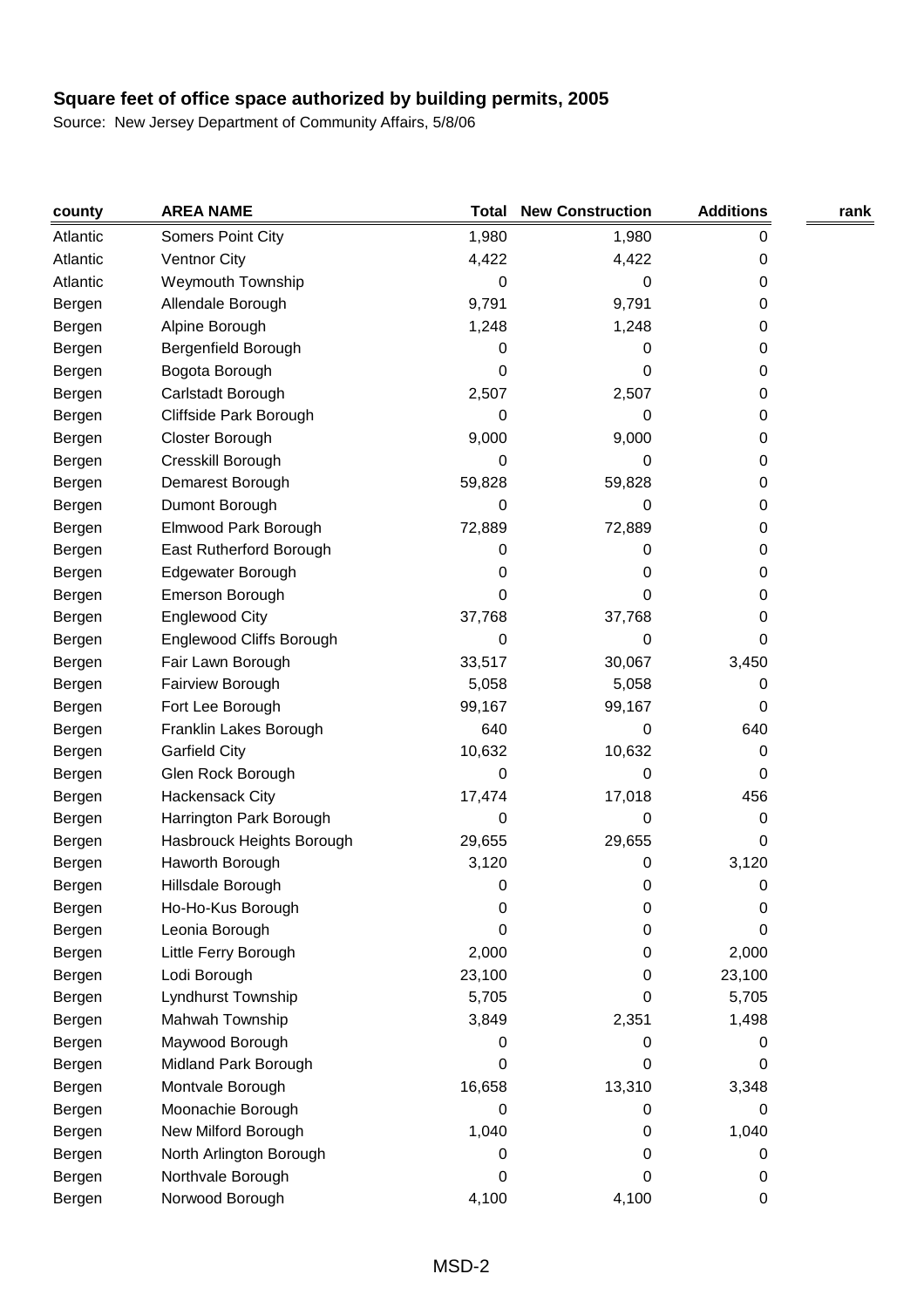# Square feet of office space authorized by building permits, 2005

Source: New Jersey Department of Community Affairs, 5/8/06

| county | AREA NAME | Total | New Construction | Additions | rank |
|---|---|---|---|---|---|
| Atlantic | Somers Point City | 1,980 | 1,980 | 0 | |
| Atlantic | Ventnor City | 4,422 | 4,422 | 0 | |
| Atlantic | Weymouth Township | 0 | 0 | 0 | |
| Bergen | Allendale Borough | 9,791 | 9,791 | 0 | |
| Bergen | Alpine Borough | 1,248 | 1,248 | 0 | |
| Bergen | Bergenfield Borough | 0 | 0 | 0 | |
| Bergen | Bogota Borough | 0 | 0 | 0 | |
| Bergen | Carlstadt Borough | 2,507 | 2,507 | 0 | |
| Bergen | Cliffside Park Borough | 0 | 0 | 0 | |
| Bergen | Closter Borough | 9,000 | 9,000 | 0 | |
| Bergen | Cresskill Borough | 0 | 0 | 0 | |
| Bergen | Demarest Borough | 59,828 | 59,828 | 0 | |
| Bergen | Dumont Borough | 0 | 0 | 0 | |
| Bergen | Elmwood Park Borough | 72,889 | 72,889 | 0 | |
| Bergen | East Rutherford Borough | 0 | 0 | 0 | |
| Bergen | Edgewater Borough | 0 | 0 | 0 | |
| Bergen | Emerson Borough | 0 | 0 | 0 | |
| Bergen | Englewood City | 37,768 | 37,768 | 0 | |
| Bergen | Englewood Cliffs Borough | 0 | 0 | 0 | |
| Bergen | Fair Lawn Borough | 33,517 | 30,067 | 3,450 | |
| Bergen | Fairview Borough | 5,058 | 5,058 | 0 | |
| Bergen | Fort Lee Borough | 99,167 | 99,167 | 0 | |
| Bergen | Franklin Lakes Borough | 640 | 0 | 640 | |
| Bergen | Garfield City | 10,632 | 10,632 | 0 | |
| Bergen | Glen Rock Borough | 0 | 0 | 0 | |
| Bergen | Hackensack City | 17,474 | 17,018 | 456 | |
| Bergen | Harrington Park Borough | 0 | 0 | 0 | |
| Bergen | Hasbrouck Heights Borough | 29,655 | 29,655 | 0 | |
| Bergen | Haworth Borough | 3,120 | 0 | 3,120 | |
| Bergen | Hillsdale Borough | 0 | 0 | 0 | |
| Bergen | Ho-Ho-Kus Borough | 0 | 0 | 0 | |
| Bergen | Leonia Borough | 0 | 0 | 0 | |
| Bergen | Little Ferry Borough | 2,000 | 0 | 2,000 | |
| Bergen | Lodi Borough | 23,100 | 0 | 23,100 | |
| Bergen | Lyndhurst Township | 5,705 | 0 | 5,705 | |
| Bergen | Mahwah Township | 3,849 | 2,351 | 1,498 | |
| Bergen | Maywood Borough | 0 | 0 | 0 | |
| Bergen | Midland Park Borough | 0 | 0 | 0 | |
| Bergen | Montvale Borough | 16,658 | 13,310 | 3,348 | |
| Bergen | Moonachie Borough | 0 | 0 | 0 | |
| Bergen | New Milford Borough | 1,040 | 0 | 1,040 | |
| Bergen | North Arlington Borough | 0 | 0 | 0 | |
| Bergen | Northvale Borough | 0 | 0 | 0 | |
| Bergen | Norwood Borough | 4,100 | 4,100 | 0 | |

MSD-2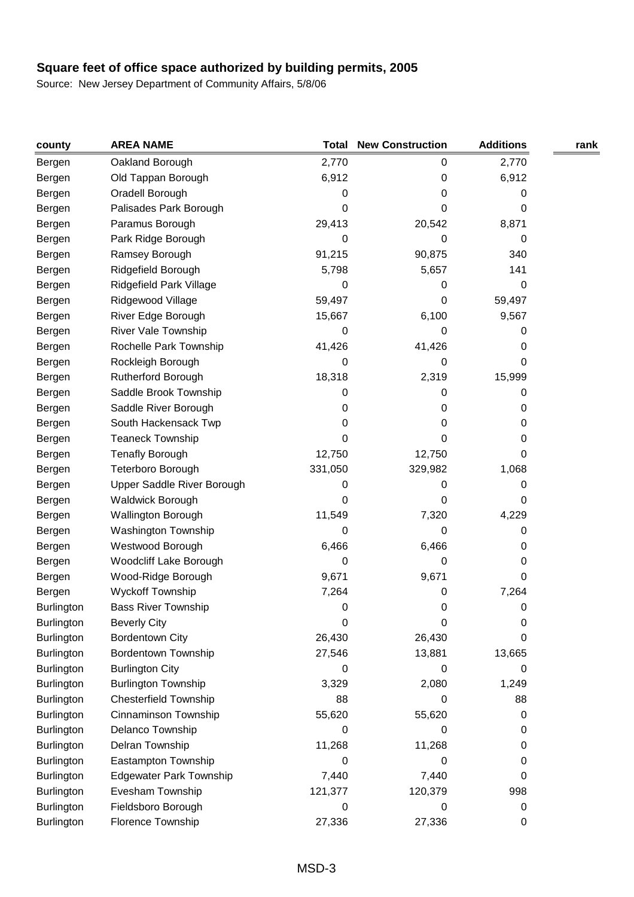# Square feet of office space authorized by building permits, 2005

Source: New Jersey Department of Community Affairs, 5/8/06

| county | AREA NAME | Total | New Construction | Additions | rank |
|---|---|---|---|---|---|
| Bergen | Oakland Borough | 2,770 | 0 | 2,770 | |
| Bergen | Old Tappan Borough | 6,912 | 0 | 6,912 | |
| Bergen | Oradell Borough | 0 | 0 | 0 | |
| Bergen | Palisades Park Borough | 0 | 0 | 0 | |
| Bergen | Paramus Borough | 29,413 | 20,542 | 8,871 | |
| Bergen | Park Ridge Borough | 0 | 0 | 0 | |
| Bergen | Ramsey Borough | 91,215 | 90,875 | 340 | |
| Bergen | Ridgefield Borough | 5,798 | 5,657 | 141 | |
| Bergen | Ridgefield Park Village | 0 | 0 | 0 | |
| Bergen | Ridgewood Village | 59,497 | 0 | 59,497 | |
| Bergen | River Edge Borough | 15,667 | 6,100 | 9,567 | |
| Bergen | River Vale Township | 0 | 0 | 0 | |
| Bergen | Rochelle Park Township | 41,426 | 41,426 | 0 | |
| Bergen | Rockleigh Borough | 0 | 0 | 0 | |
| Bergen | Rutherford Borough | 18,318 | 2,319 | 15,999 | |
| Bergen | Saddle Brook Township | 0 | 0 | 0 | |
| Bergen | Saddle River Borough | 0 | 0 | 0 | |
| Bergen | South Hackensack Twp | 0 | 0 | 0 | |
| Bergen | Teaneck Township | 0 | 0 | 0 | |
| Bergen | Tenafly Borough | 12,750 | 12,750 | 0 | |
| Bergen | Teterboro Borough | 331,050 | 329,982 | 1,068 | |
| Bergen | Upper Saddle River Borough | 0 | 0 | 0 | |
| Bergen | Waldwick Borough | 0 | 0 | 0 | |
| Bergen | Wallington Borough | 11,549 | 7,320 | 4,229 | |
| Bergen | Washington Township | 0 | 0 | 0 | |
| Bergen | Westwood Borough | 6,466 | 6,466 | 0 | |
| Bergen | Woodcliff Lake Borough | 0 | 0 | 0 | |
| Bergen | Wood-Ridge Borough | 9,671 | 9,671 | 0 | |
| Bergen | Wyckoff Township | 7,264 | 0 | 7,264 | |
| Burlington | Bass River Township | 0 | 0 | 0 | |
| Burlington | Beverly City | 0 | 0 | 0 | |
| Burlington | Bordentown City | 26,430 | 26,430 | 0 | |
| Burlington | Bordentown Township | 27,546 | 13,881 | 13,665 | |
| Burlington | Burlington City | 0 | 0 | 0 | |
| Burlington | Burlington Township | 3,329 | 2,080 | 1,249 | |
| Burlington | Chesterfield Township | 88 | 0 | 88 | |
| Burlington | Cinnaminson Township | 55,620 | 55,620 | 0 | |
| Burlington | Delanco Township | 0 | 0 | 0 | |
| Burlington | Delran Township | 11,268 | 11,268 | 0 | |
| Burlington | Eastampton Township | 0 | 0 | 0 | |
| Burlington | Edgewater Park Township | 7,440 | 7,440 | 0 | |
| Burlington | Evesham Township | 121,377 | 120,379 | 998 | |
| Burlington | Fieldsboro Borough | 0 | 0 | 0 | |
| Burlington | Florence Township | 27,336 | 27,336 | 0 | |

MSD-3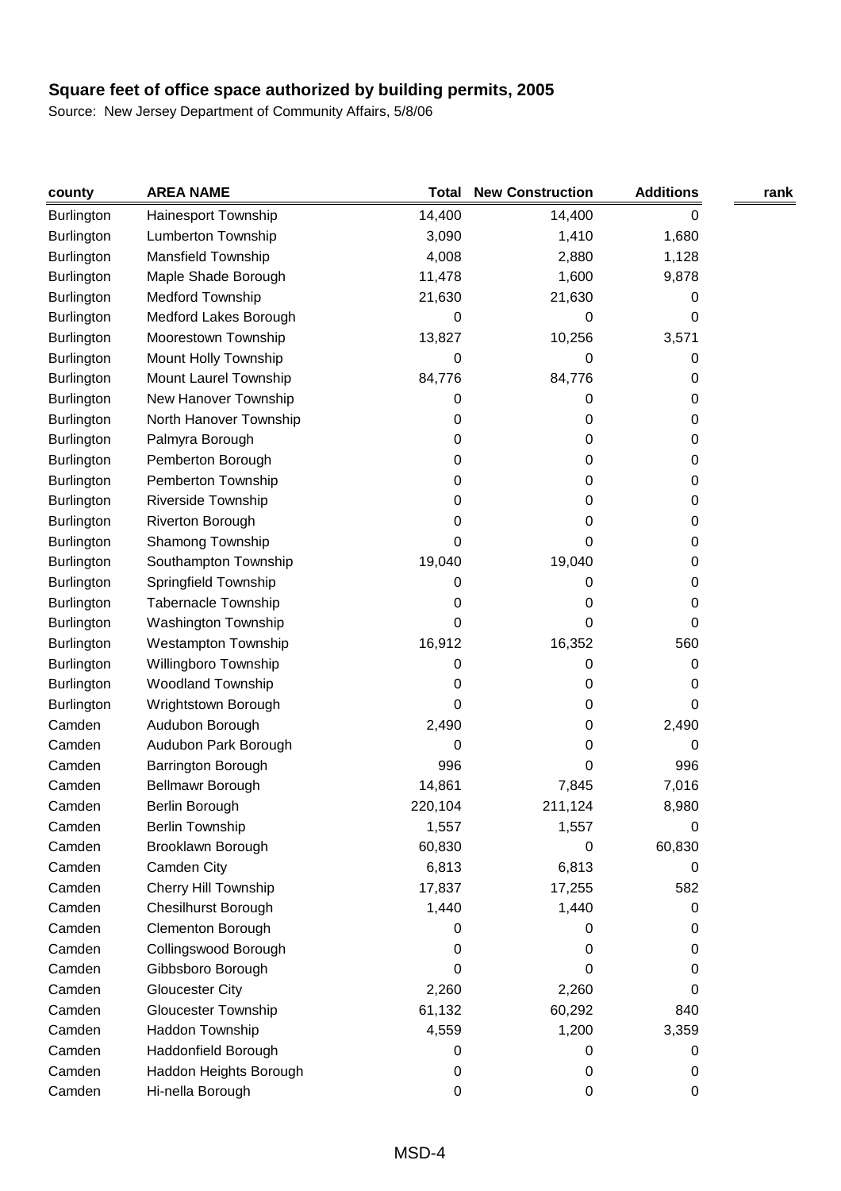## Square feet of office space authorized by building permits, 2005

Source: New Jersey Department of Community Affairs, 5/8/06

| county | AREA NAME | Total | New Construction | Additions | rank |
|---|---|---|---|---|---|
| Burlington | Hainesport Township | 14,400 | 14,400 | 0 | |
| Burlington | Lumberton Township | 3,090 | 1,410 | 1,680 | |
| Burlington | Mansfield Township | 4,008 | 2,880 | 1,128 | |
| Burlington | Maple Shade Borough | 11,478 | 1,600 | 9,878 | |
| Burlington | Medford Township | 21,630 | 21,630 | 0 | |
| Burlington | Medford Lakes Borough | 0 | 0 | 0 | |
| Burlington | Moorestown Township | 13,827 | 10,256 | 3,571 | |
| Burlington | Mount Holly Township | 0 | 0 | 0 | |
| Burlington | Mount Laurel Township | 84,776 | 84,776 | 0 | |
| Burlington | New Hanover Township | 0 | 0 | 0 | |
| Burlington | North Hanover Township | 0 | 0 | 0 | |
| Burlington | Palmyra Borough | 0 | 0 | 0 | |
| Burlington | Pemberton Borough | 0 | 0 | 0 | |
| Burlington | Pemberton Township | 0 | 0 | 0 | |
| Burlington | Riverside Township | 0 | 0 | 0 | |
| Burlington | Riverton Borough | 0 | 0 | 0 | |
| Burlington | Shamong Township | 0 | 0 | 0 | |
| Burlington | Southampton Township | 19,040 | 19,040 | 0 | |
| Burlington | Springfield Township | 0 | 0 | 0 | |
| Burlington | Tabernacle Township | 0 | 0 | 0 | |
| Burlington | Washington Township | 0 | 0 | 0 | |
| Burlington | Westampton Township | 16,912 | 16,352 | 560 | |
| Burlington | Willingboro Township | 0 | 0 | 0 | |
| Burlington | Woodland Township | 0 | 0 | 0 | |
| Burlington | Wrightstown Borough | 0 | 0 | 0 | |
| Camden | Audubon Borough | 2,490 | 0 | 2,490 | |
| Camden | Audubon Park Borough | 0 | 0 | 0 | |
| Camden | Barrington Borough | 996 | 0 | 996 | |
| Camden | Bellmawr Borough | 14,861 | 7,845 | 7,016 | |
| Camden | Berlin Borough | 220,104 | 211,124 | 8,980 | |
| Camden | Berlin Township | 1,557 | 1,557 | 0 | |
| Camden | Brooklawn Borough | 60,830 | 0 | 60,830 | |
| Camden | Camden City | 6,813 | 6,813 | 0 | |
| Camden | Cherry Hill Township | 17,837 | 17,255 | 582 | |
| Camden | Chesilhurst Borough | 1,440 | 1,440 | 0 | |
| Camden | Clementon Borough | 0 | 0 | 0 | |
| Camden | Collingswood Borough | 0 | 0 | 0 | |
| Camden | Gibbsboro Borough | 0 | 0 | 0 | |
| Camden | Gloucester City | 2,260 | 2,260 | 0 | |
| Camden | Gloucester Township | 61,132 | 60,292 | 840 | |
| Camden | Haddon Township | 4,559 | 1,200 | 3,359 | |
| Camden | Haddonfield Borough | 0 | 0 | 0 | |
| Camden | Haddon Heights Borough | 0 | 0 | 0 | |
| Camden | Hi-nella Borough | 0 | 0 | 0 | |

MSD-4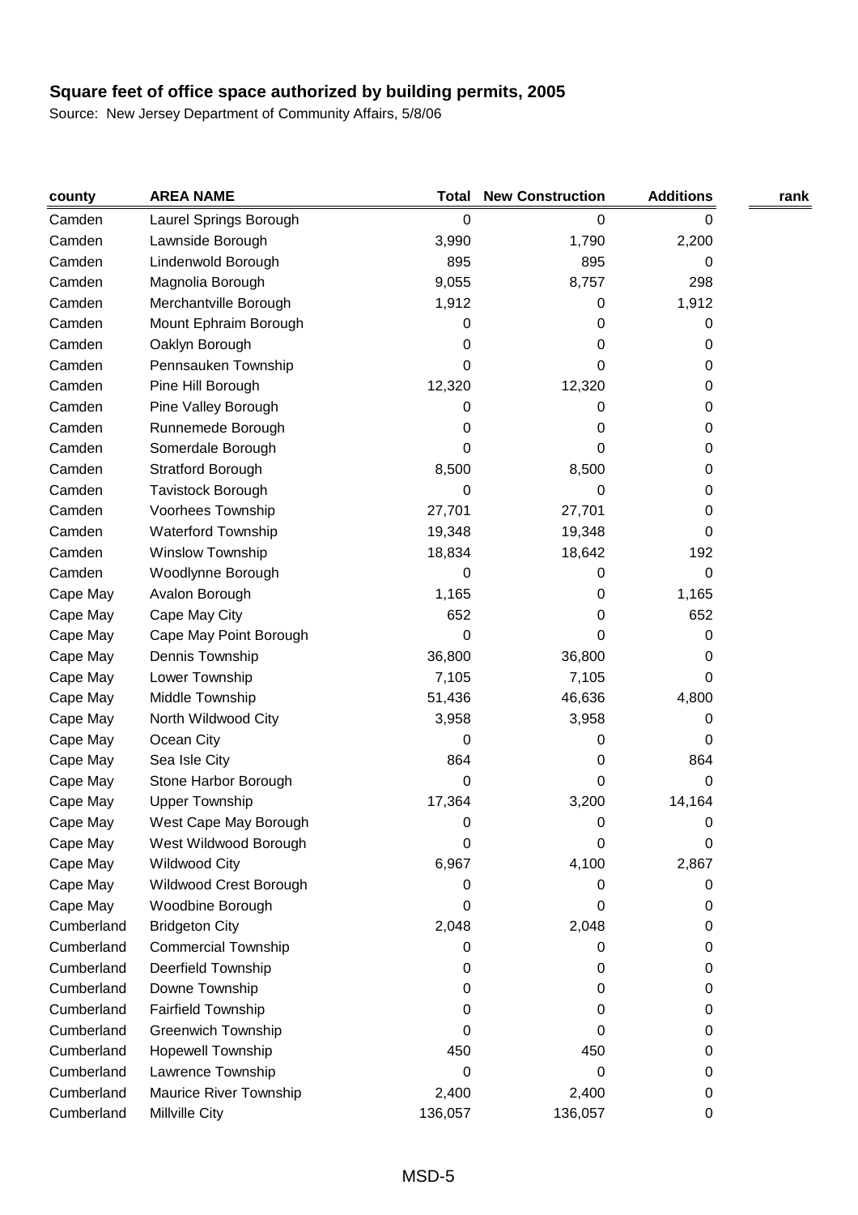# Square feet of office space authorized by building permits, 2005

Source: New Jersey Department of Community Affairs, 5/8/06

| county | AREA NAME | Total | New Construction | Additions | rank |
|---|---|---|---|---|---|
| Camden | Laurel Springs Borough | 0 | 0 | 0 | |
| Camden | Lawnside Borough | 3,990 | 1,790 | 2,200 | |
| Camden | Lindenwold Borough | 895 | 895 | 0 | |
| Camden | Magnolia Borough | 9,055 | 8,757 | 298 | |
| Camden | Merchantville Borough | 1,912 | 0 | 1,912 | |
| Camden | Mount Ephraim Borough | 0 | 0 | 0 | |
| Camden | Oaklyn Borough | 0 | 0 | 0 | |
| Camden | Pennsauken Township | 0 | 0 | 0 | |
| Camden | Pine Hill Borough | 12,320 | 12,320 | 0 | |
| Camden | Pine Valley Borough | 0 | 0 | 0 | |
| Camden | Runnemede Borough | 0 | 0 | 0 | |
| Camden | Somerdale Borough | 0 | 0 | 0 | |
| Camden | Stratford Borough | 8,500 | 8,500 | 0 | |
| Camden | Tavistock Borough | 0 | 0 | 0 | |
| Camden | Voorhees Township | 27,701 | 27,701 | 0 | |
| Camden | Waterford Township | 19,348 | 19,348 | 0 | |
| Camden | Winslow Township | 18,834 | 18,642 | 192 | |
| Camden | Woodlynne Borough | 0 | 0 | 0 | |
| Cape May | Avalon Borough | 1,165 | 0 | 1,165 | |
| Cape May | Cape May City | 652 | 0 | 652 | |
| Cape May | Cape May Point Borough | 0 | 0 | 0 | |
| Cape May | Dennis Township | 36,800 | 36,800 | 0 | |
| Cape May | Lower Township | 7,105 | 7,105 | 0 | |
| Cape May | Middle Township | 51,436 | 46,636 | 4,800 | |
| Cape May | North Wildwood City | 3,958 | 3,958 | 0 | |
| Cape May | Ocean City | 0 | 0 | 0 | |
| Cape May | Sea Isle City | 864 | 0 | 864 | |
| Cape May | Stone Harbor Borough | 0 | 0 | 0 | |
| Cape May | Upper Township | 17,364 | 3,200 | 14,164 | |
| Cape May | West Cape May Borough | 0 | 0 | 0 | |
| Cape May | West Wildwood Borough | 0 | 0 | 0 | |
| Cape May | Wildwood City | 6,967 | 4,100 | 2,867 | |
| Cape May | Wildwood Crest Borough | 0 | 0 | 0 | |
| Cape May | Woodbine Borough | 0 | 0 | 0 | |
| Cumberland | Bridgeton City | 2,048 | 2,048 | 0 | |
| Cumberland | Commercial Township | 0 | 0 | 0 | |
| Cumberland | Deerfield Township | 0 | 0 | 0 | |
| Cumberland | Downe Township | 0 | 0 | 0 | |
| Cumberland | Fairfield Township | 0 | 0 | 0 | |
| Cumberland | Greenwich Township | 0 | 0 | 0 | |
| Cumberland | Hopewell Township | 450 | 450 | 0 | |
| Cumberland | Lawrence Township | 0 | 0 | 0 | |
| Cumberland | Maurice River Township | 2,400 | 2,400 | 0 | |
| Cumberland | Millville City | 136,057 | 136,057 | 0 | |

MSD-5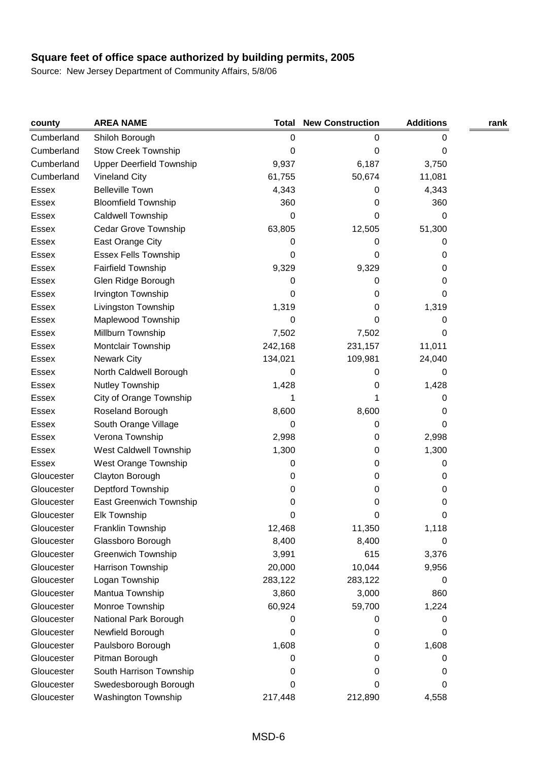# Square feet of office space authorized by building permits, 2005

Source: New Jersey Department of Community Affairs, 5/8/06

| county | AREA NAME | Total | New Construction | Additions | rank |
|---|---|---|---|---|---|
| Cumberland | Shiloh Borough | 0 | 0 | 0 | |
| Cumberland | Stow Creek Township | 0 | 0 | 0 | |
| Cumberland | Upper Deerfield Township | 9,937 | 6,187 | 3,750 | |
| Cumberland | Vineland City | 61,755 | 50,674 | 11,081 | |
| Essex | Belleville Town | 4,343 | 0 | 4,343 | |
| Essex | Bloomfield Township | 360 | 0 | 360 | |
| Essex | Caldwell Township | 0 | 0 | 0 | |
| Essex | Cedar Grove Township | 63,805 | 12,505 | 51,300 | |
| Essex | East Orange City | 0 | 0 | 0 | |
| Essex | Essex Fells Township | 0 | 0 | 0 | |
| Essex | Fairfield Township | 9,329 | 9,329 | 0 | |
| Essex | Glen Ridge Borough | 0 | 0 | 0 | |
| Essex | Irvington Township | 0 | 0 | 0 | |
| Essex | Livingston Township | 1,319 | 0 | 1,319 | |
| Essex | Maplewood Township | 0 | 0 | 0 | |
| Essex | Millburn Township | 7,502 | 7,502 | 0 | |
| Essex | Montclair Township | 242,168 | 231,157 | 11,011 | |
| Essex | Newark City | 134,021 | 109,981 | 24,040 | |
| Essex | North Caldwell Borough | 0 | 0 | 0 | |
| Essex | Nutley Township | 1,428 | 0 | 1,428 | |
| Essex | City of Orange Township | 1 | 1 | 0 | |
| Essex | Roseland Borough | 8,600 | 8,600 | 0 | |
| Essex | South Orange Village | 0 | 0 | 0 | |
| Essex | Verona Township | 2,998 | 0 | 2,998 | |
| Essex | West Caldwell Township | 1,300 | 0 | 1,300 | |
| Essex | West Orange Township | 0 | 0 | 0 | |
| Gloucester | Clayton Borough | 0 | 0 | 0 | |
| Gloucester | Deptford Township | 0 | 0 | 0 | |
| Gloucester | East Greenwich Township | 0 | 0 | 0 | |
| Gloucester | Elk Township | 0 | 0 | 0 | |
| Gloucester | Franklin Township | 12,468 | 11,350 | 1,118 | |
| Gloucester | Glassboro Borough | 8,400 | 8,400 | 0 | |
| Gloucester | Greenwich Township | 3,991 | 615 | 3,376 | |
| Gloucester | Harrison Township | 20,000 | 10,044 | 9,956 | |
| Gloucester | Logan Township | 283,122 | 283,122 | 0 | |
| Gloucester | Mantua Township | 3,860 | 3,000 | 860 | |
| Gloucester | Monroe Township | 60,924 | 59,700 | 1,224 | |
| Gloucester | National Park Borough | 0 | 0 | 0 | |
| Gloucester | Newfield Borough | 0 | 0 | 0 | |
| Gloucester | Paulsboro Borough | 1,608 | 0 | 1,608 | |
| Gloucester | Pitman Borough | 0 | 0 | 0 | |
| Gloucester | South Harrison Township | 0 | 0 | 0 | |
| Gloucester | Swedesborough Borough | 0 | 0 | 0 | |
| Gloucester | Washington Township | 217,448 | 212,890 | 4,558 | |

MSD-6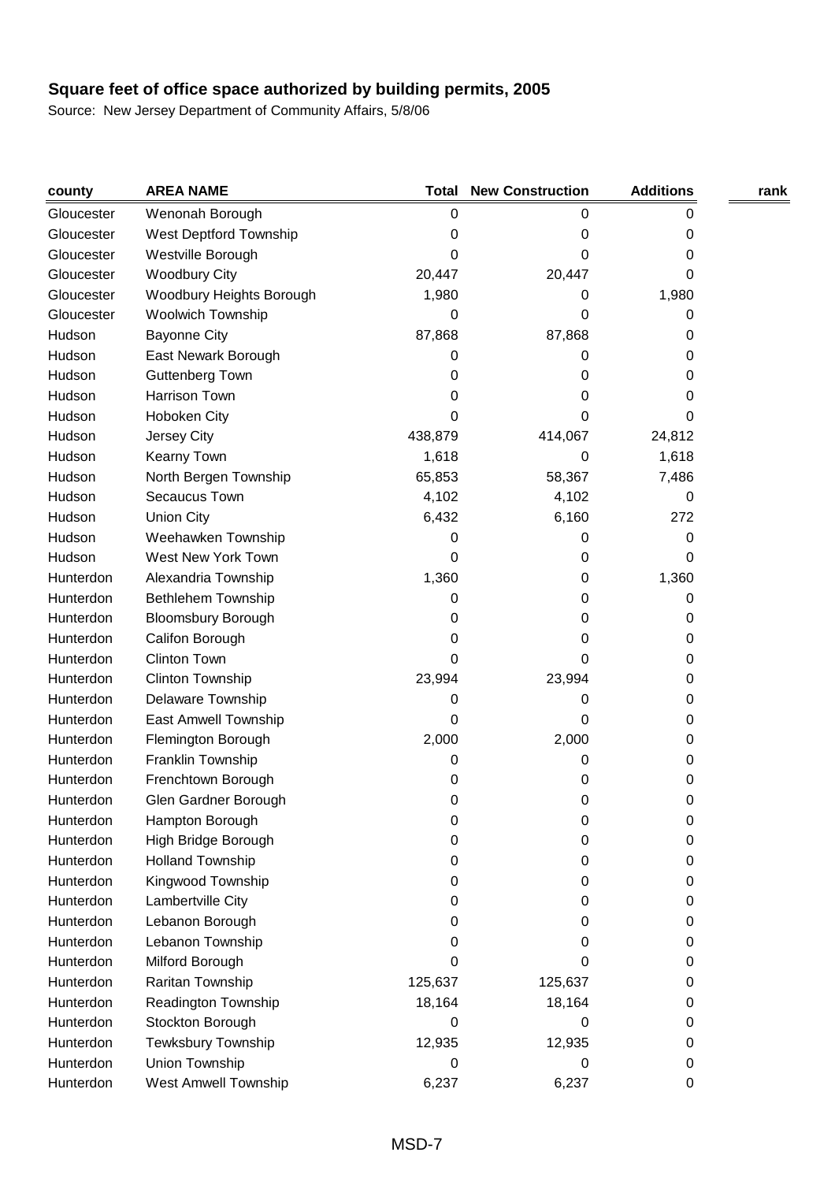# Square feet of office space authorized by building permits, 2005

Source: New Jersey Department of Community Affairs, 5/8/06

| county | AREA NAME | Total | New Construction | Additions | rank |
|---|---|---|---|---|---|
| Gloucester | Wenonah Borough | 0 | 0 | 0 | |
| Gloucester | West Deptford Township | 0 | 0 | 0 | |
| Gloucester | Westville Borough | 0 | 0 | 0 | |
| Gloucester | Woodbury City | 20,447 | 20,447 | 0 | |
| Gloucester | Woodbury Heights Borough | 1,980 | 0 | 1,980 | |
| Gloucester | Woolwich Township | 0 | 0 | 0 | |
| Hudson | Bayonne City | 87,868 | 87,868 | 0 | |
| Hudson | East Newark Borough | 0 | 0 | 0 | |
| Hudson | Guttenberg Town | 0 | 0 | 0 | |
| Hudson | Harrison Town | 0 | 0 | 0 | |
| Hudson | Hoboken City | 0 | 0 | 0 | |
| Hudson | Jersey City | 438,879 | 414,067 | 24,812 | |
| Hudson | Kearny Town | 1,618 | 0 | 1,618 | |
| Hudson | North Bergen Township | 65,853 | 58,367 | 7,486 | |
| Hudson | Secaucus Town | 4,102 | 4,102 | 0 | |
| Hudson | Union City | 6,432 | 6,160 | 272 | |
| Hudson | Weehawken Township | 0 | 0 | 0 | |
| Hudson | West New York Town | 0 | 0 | 0 | |
| Hunterdon | Alexandria Township | 1,360 | 0 | 1,360 | |
| Hunterdon | Bethlehem Township | 0 | 0 | 0 | |
| Hunterdon | Bloomsbury Borough | 0 | 0 | 0 | |
| Hunterdon | Califon Borough | 0 | 0 | 0 | |
| Hunterdon | Clinton Town | 0 | 0 | 0 | |
| Hunterdon | Clinton Township | 23,994 | 23,994 | 0 | |
| Hunterdon | Delaware Township | 0 | 0 | 0 | |
| Hunterdon | East Amwell Township | 0 | 0 | 0 | |
| Hunterdon | Flemington Borough | 2,000 | 2,000 | 0 | |
| Hunterdon | Franklin Township | 0 | 0 | 0 | |
| Hunterdon | Frenchtown Borough | 0 | 0 | 0 | |
| Hunterdon | Glen Gardner Borough | 0 | 0 | 0 | |
| Hunterdon | Hampton Borough | 0 | 0 | 0 | |
| Hunterdon | High Bridge Borough | 0 | 0 | 0 | |
| Hunterdon | Holland Township | 0 | 0 | 0 | |
| Hunterdon | Kingwood Township | 0 | 0 | 0 | |
| Hunterdon | Lambertville City | 0 | 0 | 0 | |
| Hunterdon | Lebanon Borough | 0 | 0 | 0 | |
| Hunterdon | Lebanon Township | 0 | 0 | 0 | |
| Hunterdon | Milford Borough | 0 | 0 | 0 | |
| Hunterdon | Raritan Township | 125,637 | 125,637 | 0 | |
| Hunterdon | Readington Township | 18,164 | 18,164 | 0 | |
| Hunterdon | Stockton Borough | 0 | 0 | 0 | |
| Hunterdon | Tewksbury Township | 12,935 | 12,935 | 0 | |
| Hunterdon | Union Township | 0 | 0 | 0 | |
| Hunterdon | West Amwell Township | 6,237 | 6,237 | 0 | |

MSD-7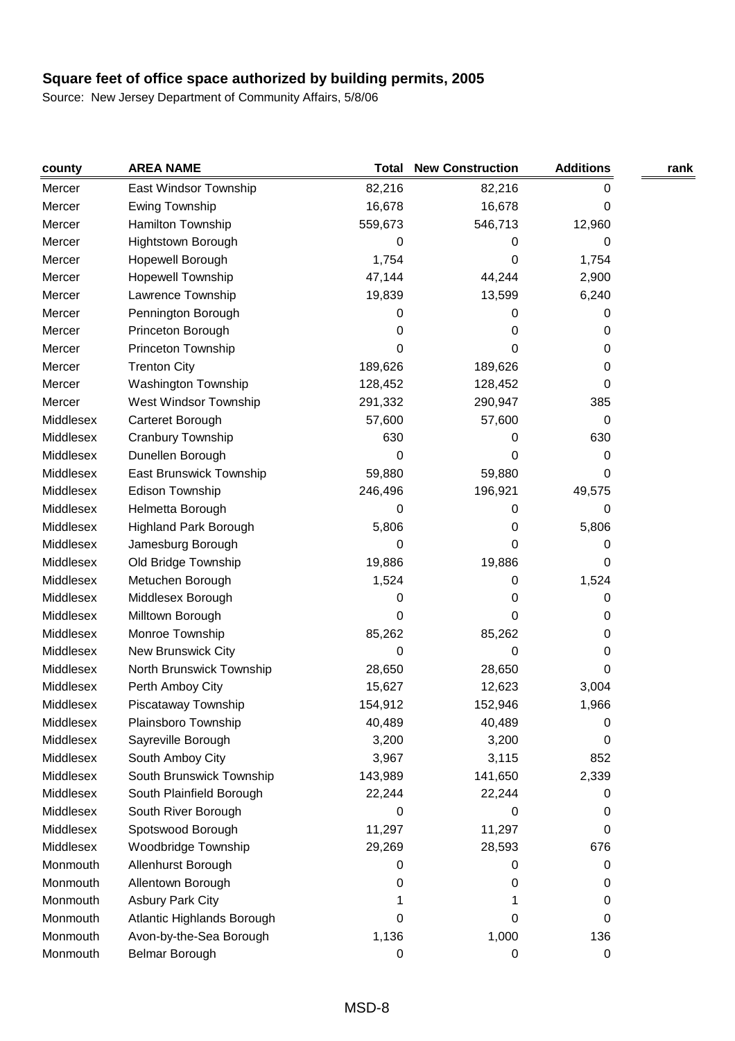# Square feet of office space authorized by building permits, 2005

Source: New Jersey Department of Community Affairs, 5/8/06

| county | AREA NAME | Total | New Construction | Additions | rank |
|---|---|---|---|---|---|
| Mercer | East Windsor Township | 82,216 | 82,216 | 0 | |
| Mercer | Ewing Township | 16,678 | 16,678 | 0 | |
| Mercer | Hamilton Township | 559,673 | 546,713 | 12,960 | |
| Mercer | Hightstown Borough | 0 | 0 | 0 | |
| Mercer | Hopewell Borough | 1,754 | 0 | 1,754 | |
| Mercer | Hopewell Township | 47,144 | 44,244 | 2,900 | |
| Mercer | Lawrence Township | 19,839 | 13,599 | 6,240 | |
| Mercer | Pennington Borough | 0 | 0 | 0 | |
| Mercer | Princeton Borough | 0 | 0 | 0 | |
| Mercer | Princeton Township | 0 | 0 | 0 | |
| Mercer | Trenton City | 189,626 | 189,626 | 0 | |
| Mercer | Washington Township | 128,452 | 128,452 | 0 | |
| Mercer | West Windsor Township | 291,332 | 290,947 | 385 | |
| Middlesex | Carteret Borough | 57,600 | 57,600 | 0 | |
| Middlesex | Cranbury Township | 630 | 0 | 630 | |
| Middlesex | Dunellen Borough | 0 | 0 | 0 | |
| Middlesex | East Brunswick Township | 59,880 | 59,880 | 0 | |
| Middlesex | Edison Township | 246,496 | 196,921 | 49,575 | |
| Middlesex | Helmetta Borough | 0 | 0 | 0 | |
| Middlesex | Highland Park Borough | 5,806 | 0 | 5,806 | |
| Middlesex | Jamesburg Borough | 0 | 0 | 0 | |
| Middlesex | Old Bridge Township | 19,886 | 19,886 | 0 | |
| Middlesex | Metuchen Borough | 1,524 | 0 | 1,524 | |
| Middlesex | Middlesex Borough | 0 | 0 | 0 | |
| Middlesex | Milltown Borough | 0 | 0 | 0 | |
| Middlesex | Monroe Township | 85,262 | 85,262 | 0 | |
| Middlesex | New Brunswick City | 0 | 0 | 0 | |
| Middlesex | North Brunswick Township | 28,650 | 28,650 | 0 | |
| Middlesex | Perth Amboy City | 15,627 | 12,623 | 3,004 | |
| Middlesex | Piscataway Township | 154,912 | 152,946 | 1,966 | |
| Middlesex | Plainsboro Township | 40,489 | 40,489 | 0 | |
| Middlesex | Sayreville Borough | 3,200 | 3,200 | 0 | |
| Middlesex | South Amboy City | 3,967 | 3,115 | 852 | |
| Middlesex | South Brunswick Township | 143,989 | 141,650 | 2,339 | |
| Middlesex | South Plainfield Borough | 22,244 | 22,244 | 0 | |
| Middlesex | South River Borough | 0 | 0 | 0 | |
| Middlesex | Spotswood Borough | 11,297 | 11,297 | 0 | |
| Middlesex | Woodbridge Township | 29,269 | 28,593 | 676 | |
| Monmouth | Allenhurst Borough | 0 | 0 | 0 | |
| Monmouth | Allentown Borough | 0 | 0 | 0 | |
| Monmouth | Asbury Park City | 1 | 1 | 0 | |
| Monmouth | Atlantic Highlands Borough | 0 | 0 | 0 | |
| Monmouth | Avon-by-the-Sea Borough | 1,136 | 1,000 | 136 | |
| Monmouth | Belmar Borough | 0 | 0 | 0 | |

MSD-8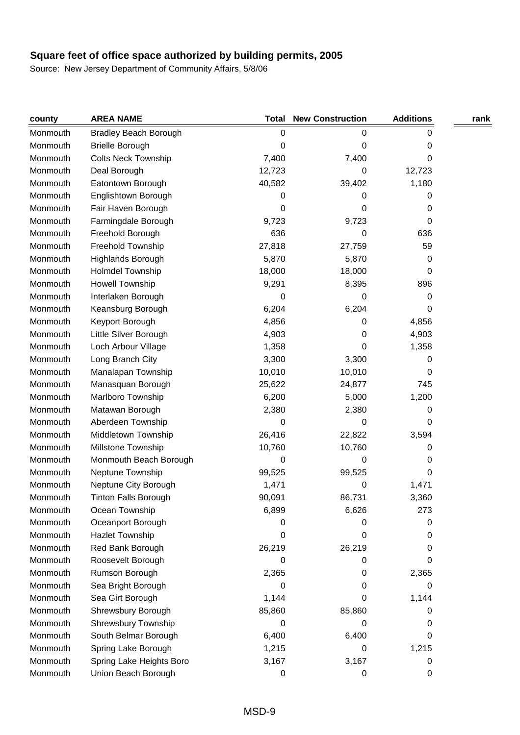# Square feet of office space authorized by building permits, 2005

Source: New Jersey Department of Community Affairs, 5/8/06

| county | AREA NAME | Total | New Construction | Additions | rank |
|---|---|---|---|---|---|
| Monmouth | Bradley Beach Borough | 0 | 0 | 0 | |
| Monmouth | Brielle Borough | 0 | 0 | 0 | |
| Monmouth | Colts Neck Township | 7,400 | 7,400 | 0 | |
| Monmouth | Deal Borough | 12,723 | 0 | 12,723 | |
| Monmouth | Eatontown Borough | 40,582 | 39,402 | 1,180 | |
| Monmouth | Englishtown Borough | 0 | 0 | 0 | |
| Monmouth | Fair Haven Borough | 0 | 0 | 0 | |
| Monmouth | Farmingdale Borough | 9,723 | 9,723 | 0 | |
| Monmouth | Freehold Borough | 636 | 0 | 636 | |
| Monmouth | Freehold Township | 27,818 | 27,759 | 59 | |
| Monmouth | Highlands Borough | 5,870 | 5,870 | 0 | |
| Monmouth | Holmdel Township | 18,000 | 18,000 | 0 | |
| Monmouth | Howell Township | 9,291 | 8,395 | 896 | |
| Monmouth | Interlaken Borough | 0 | 0 | 0 | |
| Monmouth | Keansburg Borough | 6,204 | 6,204 | 0 | |
| Monmouth | Keyport Borough | 4,856 | 0 | 4,856 | |
| Monmouth | Little Silver Borough | 4,903 | 0 | 4,903 | |
| Monmouth | Loch Arbour Village | 1,358 | 0 | 1,358 | |
| Monmouth | Long Branch City | 3,300 | 3,300 | 0 | |
| Monmouth | Manalapan Township | 10,010 | 10,010 | 0 | |
| Monmouth | Manasquan Borough | 25,622 | 24,877 | 745 | |
| Monmouth | Marlboro Township | 6,200 | 5,000 | 1,200 | |
| Monmouth | Matawan Borough | 2,380 | 2,380 | 0 | |
| Monmouth | Aberdeen Township | 0 | 0 | 0 | |
| Monmouth | Middletown Township | 26,416 | 22,822 | 3,594 | |
| Monmouth | Millstone Township | 10,760 | 10,760 | 0 | |
| Monmouth | Monmouth Beach Borough | 0 | 0 | 0 | |
| Monmouth | Neptune Township | 99,525 | 99,525 | 0 | |
| Monmouth | Neptune City Borough | 1,471 | 0 | 1,471 | |
| Monmouth | Tinton Falls Borough | 90,091 | 86,731 | 3,360 | |
| Monmouth | Ocean Township | 6,899 | 6,626 | 273 | |
| Monmouth | Oceanport Borough | 0 | 0 | 0 | |
| Monmouth | Hazlet Township | 0 | 0 | 0 | |
| Monmouth | Red Bank Borough | 26,219 | 26,219 | 0 | |
| Monmouth | Roosevelt Borough | 0 | 0 | 0 | |
| Monmouth | Rumson Borough | 2,365 | 0 | 2,365 | |
| Monmouth | Sea Bright Borough | 0 | 0 | 0 | |
| Monmouth | Sea Girt Borough | 1,144 | 0 | 1,144 | |
| Monmouth | Shrewsbury Borough | 85,860 | 85,860 | 0 | |
| Monmouth | Shrewsbury Township | 0 | 0 | 0 | |
| Monmouth | South Belmar Borough | 6,400 | 6,400 | 0 | |
| Monmouth | Spring Lake Borough | 1,215 | 0 | 1,215 | |
| Monmouth | Spring Lake Heights Boro | 3,167 | 3,167 | 0 | |
| Monmouth | Union Beach Borough | 0 | 0 | 0 | |

MSD-9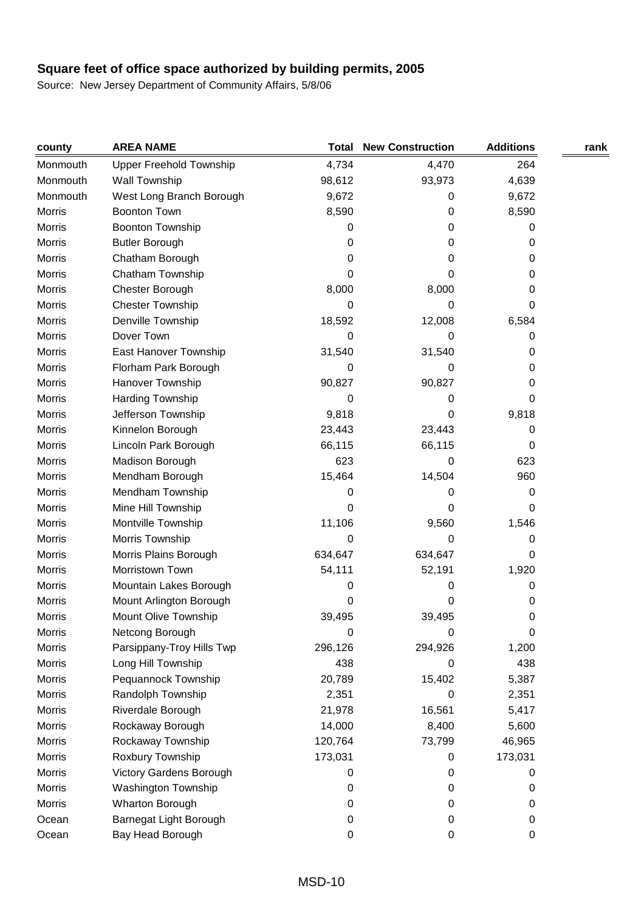**Square feet of office space authorized by building permits, 2005**

Source: New Jersey Department of Community Affairs, 5/8/06

| county | AREA NAME | Total | New Construction | Additions | rank |
|---|---|---|---|---|---|
| Monmouth | Upper Freehold Township | 4,734 | 4,470 | 264 | |
| Monmouth | Wall Township | 98,612 | 93,973 | 4,639 | |
| Monmouth | West Long Branch Borough | 9,672 | 0 | 9,672 | |
| Morris | Boonton Town | 8,590 | 0 | 8,590 | |
| Morris | Boonton Township | 0 | 0 | 0 | |
| Morris | Butler Borough | 0 | 0 | 0 | |
| Morris | Chatham Borough | 0 | 0 | 0 | |
| Morris | Chatham Township | 0 | 0 | 0 | |
| Morris | Chester Borough | 8,000 | 8,000 | 0 | |
| Morris | Chester Township | 0 | 0 | 0 | |
| Morris | Denville Township | 18,592 | 12,008 | 6,584 | |
| Morris | Dover Town | 0 | 0 | 0 | |
| Morris | East Hanover Township | 31,540 | 31,540 | 0 | |
| Morris | Florham Park Borough | 0 | 0 | 0 | |
| Morris | Hanover Township | 90,827 | 90,827 | 0 | |
| Morris | Harding Township | 0 | 0 | 0 | |
| Morris | Jefferson Township | 9,818 | 0 | 9,818 | |
| Morris | Kinnelon Borough | 23,443 | 23,443 | 0 | |
| Morris | Lincoln Park Borough | 66,115 | 66,115 | 0 | |
| Morris | Madison Borough | 623 | 0 | 623 | |
| Morris | Mendham Borough | 15,464 | 14,504 | 960 | |
| Morris | Mendham Township | 0 | 0 | 0 | |
| Morris | Mine Hill Township | 0 | 0 | 0 | |
| Morris | Montville Township | 11,106 | 9,560 | 1,546 | |
| Morris | Morris Township | 0 | 0 | 0 | |
| Morris | Morris Plains Borough | 634,647 | 634,647 | 0 | |
| Morris | Morristown Town | 54,111 | 52,191 | 1,920 | |
| Morris | Mountain Lakes Borough | 0 | 0 | 0 | |
| Morris | Mount Arlington Borough | 0 | 0 | 0 | |
| Morris | Mount Olive Township | 39,495 | 39,495 | 0 | |
| Morris | Netcong Borough | 0 | 0 | 0 | |
| Morris | Parsippany-Troy Hills Twp | 296,126 | 294,926 | 1,200 | |
| Morris | Long Hill Township | 438 | 0 | 438 | |
| Morris | Pequannock Township | 20,789 | 15,402 | 5,387 | |
| Morris | Randolph Township | 2,351 | 0 | 2,351 | |
| Morris | Riverdale Borough | 21,978 | 16,561 | 5,417 | |
| Morris | Rockaway Borough | 14,000 | 8,400 | 5,600 | |
| Morris | Rockaway Township | 120,764 | 73,799 | 46,965 | |
| Morris | Roxbury Township | 173,031 | 0 | 173,031 | |
| Morris | Victory Gardens Borough | 0 | 0 | 0 | |
| Morris | Washington Township | 0 | 0 | 0 | |
| Morris | Wharton Borough | 0 | 0 | 0 | |
| Ocean | Barnegat Light Borough | 0 | 0 | 0 | |
| Ocean | Bay Head Borough | 0 | 0 | 0 | |

MSD-10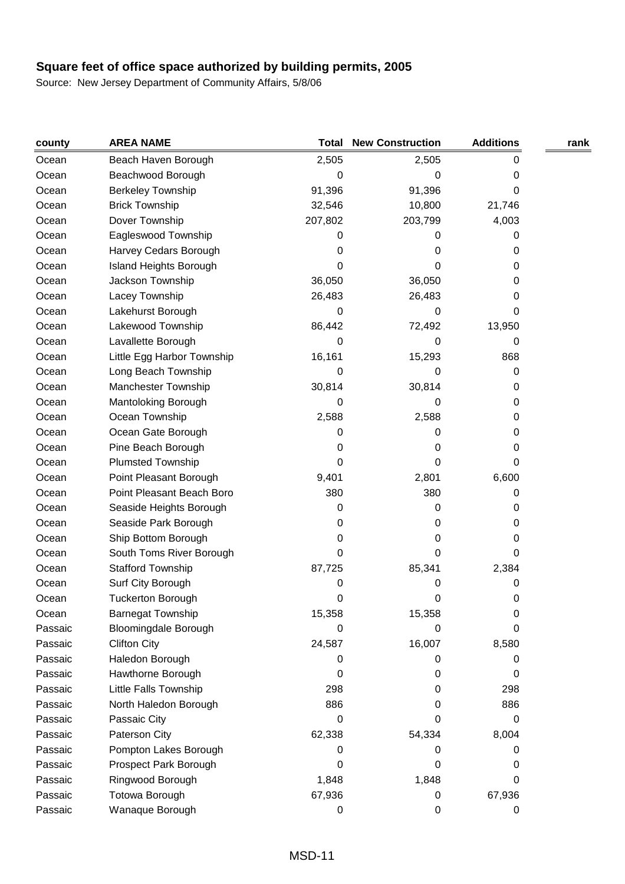## Square feet of office space authorized by building permits, 2005

Source: New Jersey Department of Community Affairs, 5/8/06

| county | AREA NAME | Total | New Construction | Additions | rank |
|---|---|---|---|---|---|
| Ocean | Beach Haven Borough | 2,505 | 2,505 | 0 | |
| Ocean | Beachwood Borough | 0 | 0 | 0 | |
| Ocean | Berkeley Township | 91,396 | 91,396 | 0 | |
| Ocean | Brick Township | 32,546 | 10,800 | 21,746 | |
| Ocean | Dover Township | 207,802 | 203,799 | 4,003 | |
| Ocean | Eagleswood Township | 0 | 0 | 0 | |
| Ocean | Harvey Cedars Borough | 0 | 0 | 0 | |
| Ocean | Island Heights Borough | 0 | 0 | 0 | |
| Ocean | Jackson Township | 36,050 | 36,050 | 0 | |
| Ocean | Lacey Township | 26,483 | 26,483 | 0 | |
| Ocean | Lakehurst Borough | 0 | 0 | 0 | |
| Ocean | Lakewood Township | 86,442 | 72,492 | 13,950 | |
| Ocean | Lavallette Borough | 0 | 0 | 0 | |
| Ocean | Little Egg Harbor Township | 16,161 | 15,293 | 868 | |
| Ocean | Long Beach Township | 0 | 0 | 0 | |
| Ocean | Manchester Township | 30,814 | 30,814 | 0 | |
| Ocean | Mantoloking Borough | 0 | 0 | 0 | |
| Ocean | Ocean Township | 2,588 | 2,588 | 0 | |
| Ocean | Ocean Gate Borough | 0 | 0 | 0 | |
| Ocean | Pine Beach Borough | 0 | 0 | 0 | |
| Ocean | Plumsted Township | 0 | 0 | 0 | |
| Ocean | Point Pleasant Borough | 9,401 | 2,801 | 6,600 | |
| Ocean | Point Pleasant Beach Boro | 380 | 380 | 0 | |
| Ocean | Seaside Heights Borough | 0 | 0 | 0 | |
| Ocean | Seaside Park Borough | 0 | 0 | 0 | |
| Ocean | Ship Bottom Borough | 0 | 0 | 0 | |
| Ocean | South Toms River Borough | 0 | 0 | 0 | |
| Ocean | Stafford Township | 87,725 | 85,341 | 2,384 | |
| Ocean | Surf City Borough | 0 | 0 | 0 | |
| Ocean | Tuckerton Borough | 0 | 0 | 0 | |
| Ocean | Barnegat Township | 15,358 | 15,358 | 0 | |
| Passaic | Bloomingdale Borough | 0 | 0 | 0 | |
| Passaic | Clifton City | 24,587 | 16,007 | 8,580 | |
| Passaic | Haledon Borough | 0 | 0 | 0 | |
| Passaic | Hawthorne Borough | 0 | 0 | 0 | |
| Passaic | Little Falls Township | 298 | 0 | 298 | |
| Passaic | North Haledon Borough | 886 | 0 | 886 | |
| Passaic | Passaic City | 0 | 0 | 0 | |
| Passaic | Paterson City | 62,338 | 54,334 | 8,004 | |
| Passaic | Pompton Lakes Borough | 0 | 0 | 0 | |
| Passaic | Prospect Park Borough | 0 | 0 | 0 | |
| Passaic | Ringwood Borough | 1,848 | 1,848 | 0 | |
| Passaic | Totowa Borough | 67,936 | 0 | 67,936 | |
| Passaic | Wanaque Borough | 0 | 0 | 0 | |

MSD-11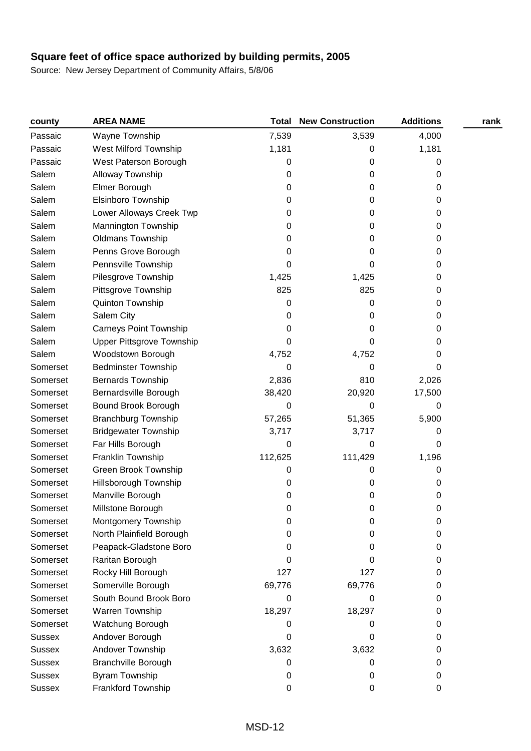## Square feet of office space authorized by building permits, 2005

Source: New Jersey Department of Community Affairs, 5/8/06

| county | AREA NAME | Total | New Construction | Additions | rank |
|---|---|---|---|---|---|
| Passaic | Wayne Township | 7,539 | 3,539 | 4,000 | |
| Passaic | West Milford Township | 1,181 | 0 | 1,181 | |
| Passaic | West Paterson Borough | 0 | 0 | 0 | |
| Salem | Alloway Township | 0 | 0 | 0 | |
| Salem | Elmer Borough | 0 | 0 | 0 | |
| Salem | Elsinboro Township | 0 | 0 | 0 | |
| Salem | Lower Alloways Creek Twp | 0 | 0 | 0 | |
| Salem | Mannington Township | 0 | 0 | 0 | |
| Salem | Oldmans Township | 0 | 0 | 0 | |
| Salem | Penns Grove Borough | 0 | 0 | 0 | |
| Salem | Pennsville Township | 0 | 0 | 0 | |
| Salem | Pilesgrove Township | 1,425 | 1,425 | 0 | |
| Salem | Pittsgrove Township | 825 | 825 | 0 | |
| Salem | Quinton Township | 0 | 0 | 0 | |
| Salem | Salem City | 0 | 0 | 0 | |
| Salem | Carneys Point Township | 0 | 0 | 0 | |
| Salem | Upper Pittsgrove Township | 0 | 0 | 0 | |
| Salem | Woodstown Borough | 4,752 | 4,752 | 0 | |
| Somerset | Bedminster Township | 0 | 0 | 0 | |
| Somerset | Bernards Township | 2,836 | 810 | 2,026 | |
| Somerset | Bernardsville Borough | 38,420 | 20,920 | 17,500 | |
| Somerset | Bound Brook Borough | 0 | 0 | 0 | |
| Somerset | Branchburg Township | 57,265 | 51,365 | 5,900 | |
| Somerset | Bridgewater Township | 3,717 | 3,717 | 0 | |
| Somerset | Far Hills Borough | 0 | 0 | 0 | |
| Somerset | Franklin Township | 112,625 | 111,429 | 1,196 | |
| Somerset | Green Brook Township | 0 | 0 | 0 | |
| Somerset | Hillsborough Township | 0 | 0 | 0 | |
| Somerset | Manville Borough | 0 | 0 | 0 | |
| Somerset | Millstone Borough | 0 | 0 | 0 | |
| Somerset | Montgomery Township | 0 | 0 | 0 | |
| Somerset | North Plainfield Borough | 0 | 0 | 0 | |
| Somerset | Peapack-Gladstone Boro | 0 | 0 | 0 | |
| Somerset | Raritan Borough | 0 | 0 | 0 | |
| Somerset | Rocky Hill Borough | 127 | 127 | 0 | |
| Somerset | Somerville Borough | 69,776 | 69,776 | 0 | |
| Somerset | South Bound Brook Boro | 0 | 0 | 0 | |
| Somerset | Warren Township | 18,297 | 18,297 | 0 | |
| Somerset | Watchung Borough | 0 | 0 | 0 | |
| Sussex | Andover Borough | 0 | 0 | 0 | |
| Sussex | Andover Township | 3,632 | 3,632 | 0 | |
| Sussex | Branchville Borough | 0 | 0 | 0 | |
| Sussex | Byram Township | 0 | 0 | 0 | |
| Sussex | Frankford Township | 0 | 0 | 0 | |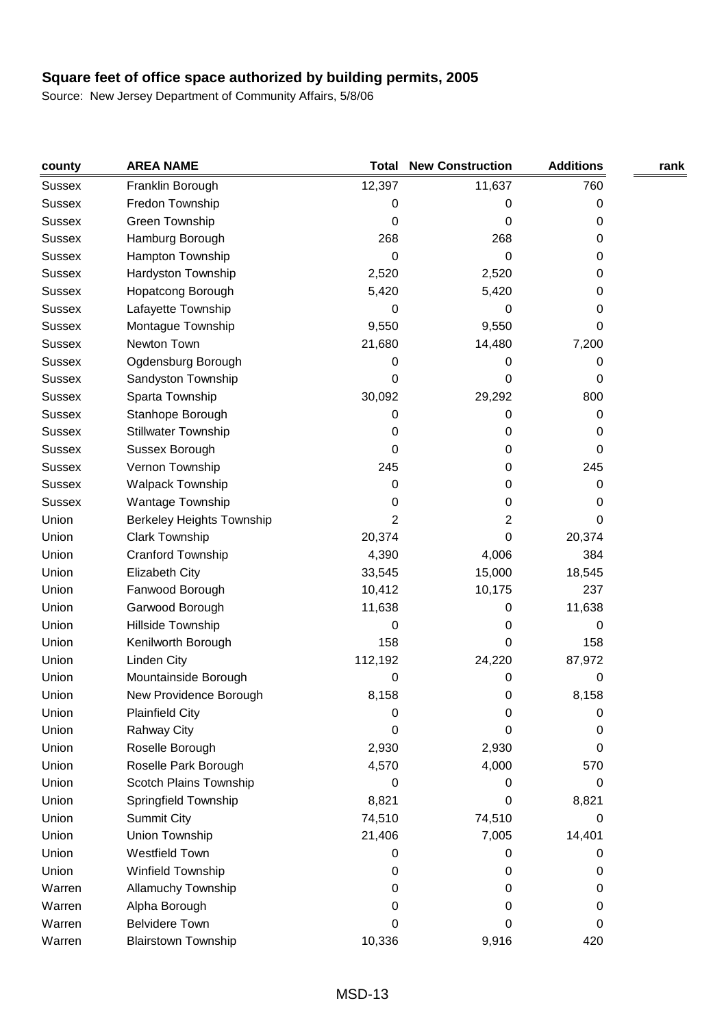# Square feet of office space authorized by building permits, 2005

Source: New Jersey Department of Community Affairs, 5/8/06

| county | AREA NAME | Total | New Construction | Additions | rank |
|---|---|---|---|---|---|
| Sussex | Franklin Borough | 12,397 | 11,637 | 760 | |
| Sussex | Fredon Township | 0 | 0 | 0 | |
| Sussex | Green Township | 0 | 0 | 0 | |
| Sussex | Hamburg Borough | 268 | 268 | 0 | |
| Sussex | Hampton Township | 0 | 0 | 0 | |
| Sussex | Hardyston Township | 2,520 | 2,520 | 0 | |
| Sussex | Hopatcong Borough | 5,420 | 5,420 | 0 | |
| Sussex | Lafayette Township | 0 | 0 | 0 | |
| Sussex | Montague Township | 9,550 | 9,550 | 0 | |
| Sussex | Newton Town | 21,680 | 14,480 | 7,200 | |
| Sussex | Ogdensburg Borough | 0 | 0 | 0 | |
| Sussex | Sandyston Township | 0 | 0 | 0 | |
| Sussex | Sparta Township | 30,092 | 29,292 | 800 | |
| Sussex | Stanhope Borough | 0 | 0 | 0 | |
| Sussex | Stillwater Township | 0 | 0 | 0 | |
| Sussex | Sussex Borough | 0 | 0 | 0 | |
| Sussex | Vernon Township | 245 | 0 | 245 | |
| Sussex | Walpack Township | 0 | 0 | 0 | |
| Sussex | Wantage Township | 0 | 0 | 0 | |
| Union | Berkeley Heights Township | 2 | 2 | 0 | |
| Union | Clark Township | 20,374 | 0 | 20,374 | |
| Union | Cranford Township | 4,390 | 4,006 | 384 | |
| Union | Elizabeth City | 33,545 | 15,000 | 18,545 | |
| Union | Fanwood Borough | 10,412 | 10,175 | 237 | |
| Union | Garwood Borough | 11,638 | 0 | 11,638 | |
| Union | Hillside Township | 0 | 0 | 0 | |
| Union | Kenilworth Borough | 158 | 0 | 158 | |
| Union | Linden City | 112,192 | 24,220 | 87,972 | |
| Union | Mountainside Borough | 0 | 0 | 0 | |
| Union | New Providence Borough | 8,158 | 0 | 8,158 | |
| Union | Plainfield City | 0 | 0 | 0 | |
| Union | Rahway City | 0 | 0 | 0 | |
| Union | Roselle Borough | 2,930 | 2,930 | 0 | |
| Union | Roselle Park Borough | 4,570 | 4,000 | 570 | |
| Union | Scotch Plains Township | 0 | 0 | 0 | |
| Union | Springfield Township | 8,821 | 0 | 8,821 | |
| Union | Summit City | 74,510 | 74,510 | 0 | |
| Union | Union Township | 21,406 | 7,005 | 14,401 | |
| Union | Westfield Town | 0 | 0 | 0 | |
| Union | Winfield Township | 0 | 0 | 0 | |
| Warren | Allamuchy Township | 0 | 0 | 0 | |
| Warren | Alpha Borough | 0 | 0 | 0 | |
| Warren | Belvidere Town | 0 | 0 | 0 | |
| Warren | Blairstown Township | 10,336 | 9,916 | 420 | |

MSD-13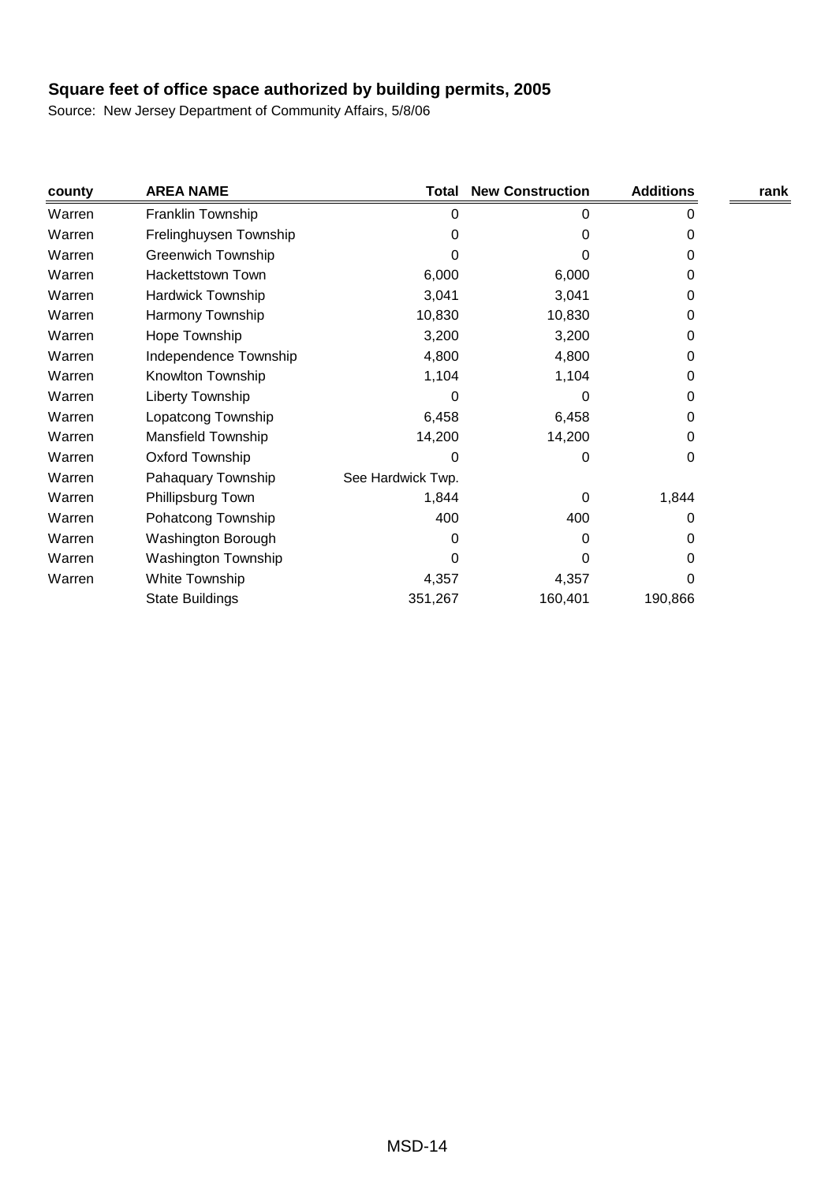## Square feet of office space authorized by building permits, 2005

Source: New Jersey Department of Community Affairs, 5/8/06

| county | AREA NAME | Total | New Construction | Additions | rank |
|---|---|---|---|---|---|
| Warren | Franklin Township | 0 | 0 | 0 | |
| Warren | Frelinghuysen Township | 0 | 0 | 0 | |
| Warren | Greenwich Township | 0 | 0 | 0 | |
| Warren | Hackettstown Town | 6,000 | 6,000 | 0 | |
| Warren | Hardwick Township | 3,041 | 3,041 | 0 | |
| Warren | Harmony Township | 10,830 | 10,830 | 0 | |
| Warren | Hope Township | 3,200 | 3,200 | 0 | |
| Warren | Independence Township | 4,800 | 4,800 | 0 | |
| Warren | Knowlton Township | 1,104 | 1,104 | 0 | |
| Warren | Liberty Township | 0 | 0 | 0 | |
| Warren | Lopatcong Township | 6,458 | 6,458 | 0 | |
| Warren | Mansfield Township | 14,200 | 14,200 | 0 | |
| Warren | Oxford Township | 0 | 0 | 0 | |
| Warren | Pahaquary Township | See Hardwick Twp. | | | |
| Warren | Phillipsburg Town | 1,844 | 0 | 1,844 | |
| Warren | Pohatcong Township | 400 | 400 | 0 | |
| Warren | Washington Borough | 0 | 0 | 0 | |
| Warren | Washington Township | 0 | 0 | 0 | |
| Warren | White Township | 4,357 | 4,357 | 0 | |
| | State Buildings | 351,267 | 160,401 | 190,866 | |

MSD-14